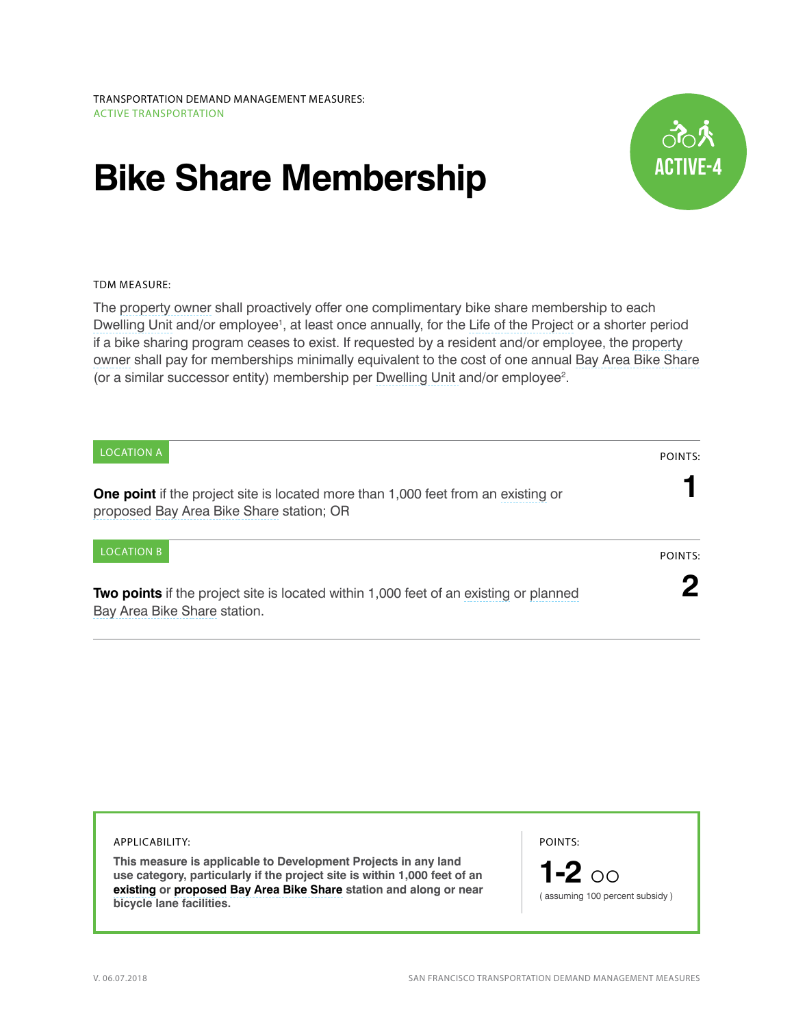TRANSPORTATION DEMAND MANAGEMENT MEASURES:
ACTIVE TRANSPORTATION

# Bike Share Membership

ACTIVE-4

TDM MEASURE:

The property owner shall proactively offer one complimentary bike share membership to each Dwelling Unit and/or employee[1], at least once annually, for the Life of the Project or a shorter period if a bike sharing program ceases to exist. If requested by a resident and/or employee, the property owner shall pay for memberships minimally equivalent to the cost of one annual Bay Area Bike Share (or a similar successor entity) membership per Dwelling Unit and/or employee[2].

| | POINTS: |
|---|---|
| **LOCATION A**<br>**One point** if the project site is located more than 1,000 feet from an existing or proposed Bay Area Bike Share station; OR | **1** |
| **LOCATION B**<br>**Two points** if the project site is located within 1,000 feet of an existing or planned Bay Area Bike Share station. | **2** |

APPLICABILITY:

**This measure is applicable to Development Projects in any land use category, particularly if the project site is within 1,000 feet of an existing or proposed Bay Area Bike Share station and along or near bicycle lane facilities.**

POINTS:

**1-2** ○○

( assuming 100 percent subsidy )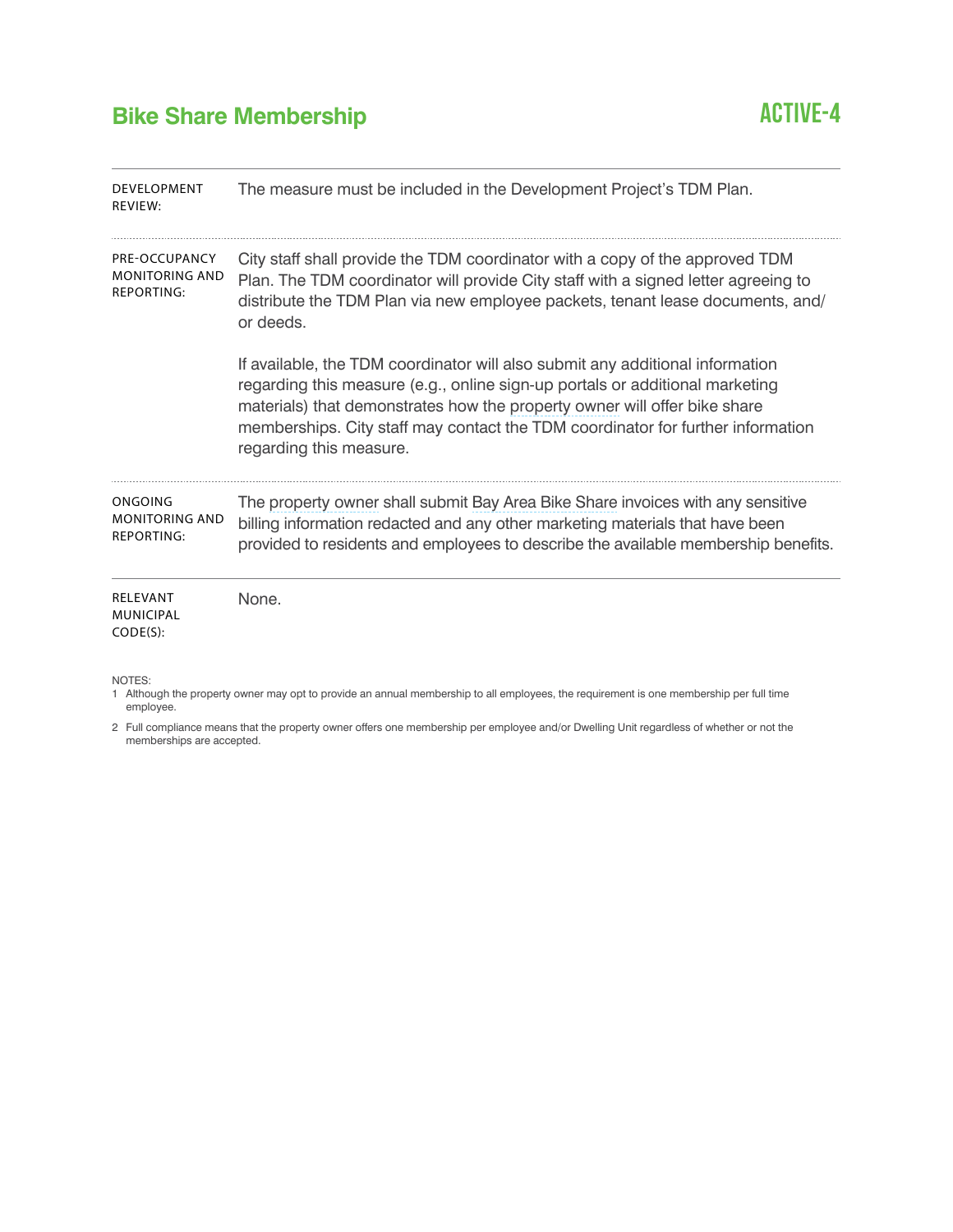## Bike Share Membership

**ACTIVE-4**

| | |
|---|---|
| DEVELOPMENT REVIEW: | The measure must be included in the Development Project's TDM Plan. |
| PRE-OCCUPANCY MONITORING AND REPORTING: | City staff shall provide the TDM coordinator with a copy of the approved TDM Plan. The TDM coordinator will provide City staff with a signed letter agreeing to distribute the TDM Plan via new employee packets, tenant lease documents, and/or deeds.<br><br>If available, the TDM coordinator will also submit any additional information regarding this measure (e.g., online sign-up portals or additional marketing materials) that demonstrates how the property owner will offer bike share memberships. City staff may contact the TDM coordinator for further information regarding this measure. |
| ONGOING MONITORING AND REPORTING: | The property owner shall submit Bay Area Bike Share invoices with any sensitive billing information redacted and any other marketing materials that have been provided to residents and employees to describe the available membership benefits. |
| RELEVANT MUNICIPAL CODE(S): | None. |

NOTES:

1 Although the property owner may opt to provide an annual membership to all employees, the requirement is one membership per full time employee.

2 Full compliance means that the property owner offers one membership per employee and/or Dwelling Unit regardless of whether or not the memberships are accepted.